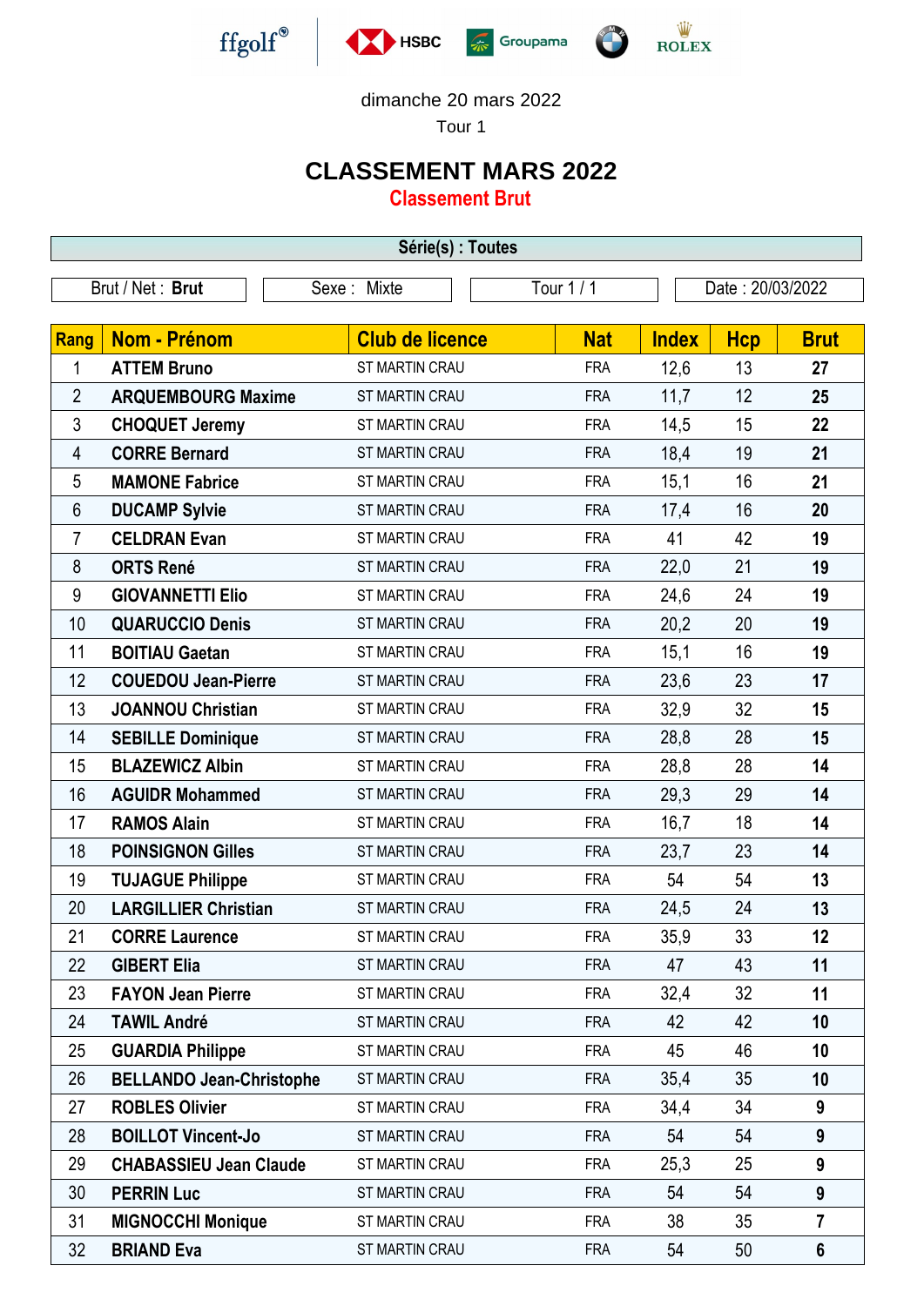dimanche 20 mars 2022

Tour 1

# CLASSEMENT MARS 2022

## Classement Brut

**Série(s) : Toutes**

Brut / Net : **Brut** | Sexe : Mixte | Tour 1 / 1 | Date : 20/03/2022

| Rang | Nom - Prénom | Club de licence | Nat | Index | Hcp | Brut |
|---|---|---|---|---|---|---|
| 1 | **ATTEM Bruno** | ST MARTIN CRAU | FRA | 12,6 | 13 | **27** |
| 2 | **ARQUEMBOURG Maxime** | ST MARTIN CRAU | FRA | 11,7 | 12 | **25** |
| 3 | **CHOQUET Jeremy** | ST MARTIN CRAU | FRA | 14,5 | 15 | **22** |
| 4 | **CORRE Bernard** | ST MARTIN CRAU | FRA | 18,4 | 19 | **21** |
| 5 | **MAMONE Fabrice** | ST MARTIN CRAU | FRA | 15,1 | 16 | **21** |
| 6 | **DUCAMP Sylvie** | ST MARTIN CRAU | FRA | 17,4 | 16 | **20** |
| 7 | **CELDRAN Evan** | ST MARTIN CRAU | FRA | 41 | 42 | **19** |
| 8 | **ORTS René** | ST MARTIN CRAU | FRA | 22,0 | 21 | **19** |
| 9 | **GIOVANNETTI Elio** | ST MARTIN CRAU | FRA | 24,6 | 24 | **19** |
| 10 | **QUARUCCIO Denis** | ST MARTIN CRAU | FRA | 20,2 | 20 | **19** |
| 11 | **BOITIAU Gaetan** | ST MARTIN CRAU | FRA | 15,1 | 16 | **19** |
| 12 | **COUEDOU Jean-Pierre** | ST MARTIN CRAU | FRA | 23,6 | 23 | **17** |
| 13 | **JOANNOU Christian** | ST MARTIN CRAU | FRA | 32,9 | 32 | **15** |
| 14 | **SEBILLE Dominique** | ST MARTIN CRAU | FRA | 28,8 | 28 | **15** |
| 15 | **BLAZEWICZ Albin** | ST MARTIN CRAU | FRA | 28,8 | 28 | **14** |
| 16 | **AGUIDR Mohammed** | ST MARTIN CRAU | FRA | 29,3 | 29 | **14** |
| 17 | **RAMOS Alain** | ST MARTIN CRAU | FRA | 16,7 | 18 | **14** |
| 18 | **POINSIGNON Gilles** | ST MARTIN CRAU | FRA | 23,7 | 23 | **14** |
| 19 | **TUJAGUE Philippe** | ST MARTIN CRAU | FRA | 54 | 54 | **13** |
| 20 | **LARGILLIER Christian** | ST MARTIN CRAU | FRA | 24,5 | 24 | **13** |
| 21 | **CORRE Laurence** | ST MARTIN CRAU | FRA | 35,9 | 33 | **12** |
| 22 | **GIBERT Elia** | ST MARTIN CRAU | FRA | 47 | 43 | **11** |
| 23 | **FAYON Jean Pierre** | ST MARTIN CRAU | FRA | 32,4 | 32 | **11** |
| 24 | **TAWIL André** | ST MARTIN CRAU | FRA | 42 | 42 | **10** |
| 25 | **GUARDIA Philippe** | ST MARTIN CRAU | FRA | 45 | 46 | **10** |
| 26 | **BELLANDO Jean-Christophe** | ST MARTIN CRAU | FRA | 35,4 | 35 | **10** |
| 27 | **ROBLES Olivier** | ST MARTIN CRAU | FRA | 34,4 | 34 | **9** |
| 28 | **BOILLOT Vincent-Jo** | ST MARTIN CRAU | FRA | 54 | 54 | **9** |
| 29 | **CHABASSIEU Jean Claude** | ST MARTIN CRAU | FRA | 25,3 | 25 | **9** |
| 30 | **PERRIN Luc** | ST MARTIN CRAU | FRA | 54 | 54 | **9** |
| 31 | **MIGNOCCHI Monique** | ST MARTIN CRAU | FRA | 38 | 35 | **7** |
| 32 | **BRIAND Eva** | ST MARTIN CRAU | FRA | 54 | 50 | **6** |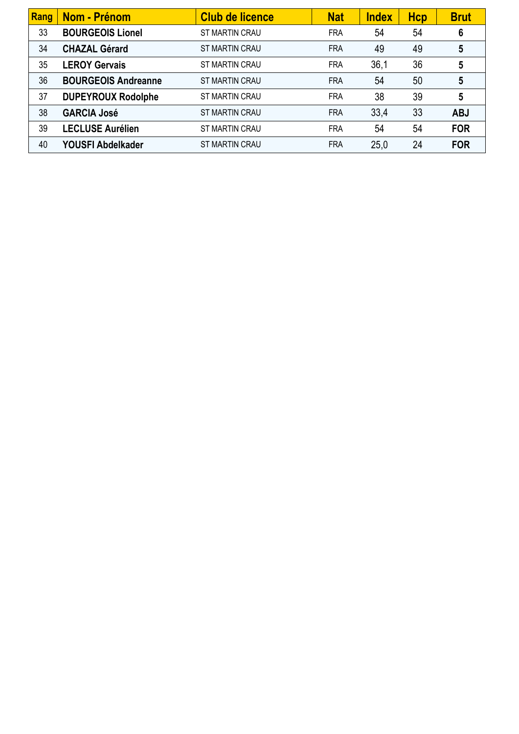| Rang | Nom - Prénom | Club de licence | Nat | Index | Hcp | Brut |
|---|---|---|---|---|---|---|
| 33 | **BOURGEOIS Lionel** | ST MARTIN CRAU | FRA | 54 | 54 | **6** |
| 34 | **CHAZAL Gérard** | ST MARTIN CRAU | FRA | 49 | 49 | **5** |
| 35 | **LEROY Gervais** | ST MARTIN CRAU | FRA | 36,1 | 36 | **5** |
| 36 | **BOURGEOIS Andreanne** | ST MARTIN CRAU | FRA | 54 | 50 | **5** |
| 37 | **DUPEYROUX Rodolphe** | ST MARTIN CRAU | FRA | 38 | 39 | **5** |
| 38 | **GARCIA José** | ST MARTIN CRAU | FRA | 33,4 | 33 | **ABJ** |
| 39 | **LECLUSE Aurélien** | ST MARTIN CRAU | FRA | 54 | 54 | **FOR** |
| 40 | **YOUSFI Abdelkader** | ST MARTIN CRAU | FRA | 25,0 | 24 | **FOR** |